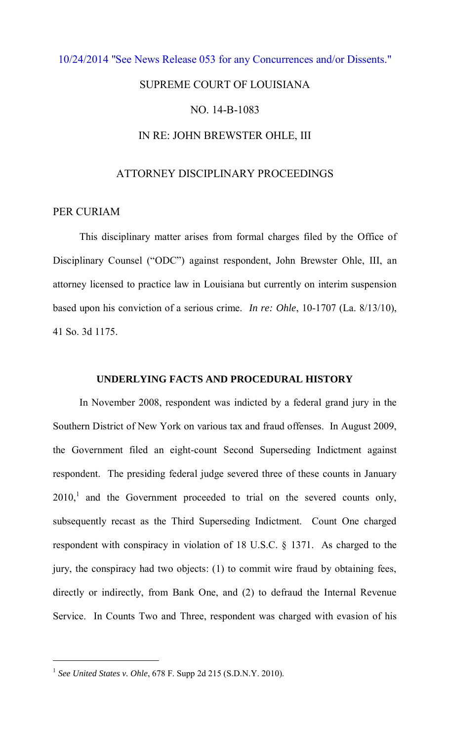10/24/2014 "See News Release 053 for any Concurrences and/or Dissents."

SUPREME COURT OF LOUISIANA

NO. 14-B-1083

IN RE: JOHN BREWSTER OHLE, III

ATTORNEY DISCIPLINARY PROCEEDINGS

PER CURIAM

This disciplinary matter arises from formal charges filed by the Office of Disciplinary Counsel ("ODC") against respondent, John Brewster Ohle, III, an attorney licensed to practice law in Louisiana but currently on interim suspension based upon his conviction of a serious crime. *In re: Ohle*, 10-1707 (La. 8/13/10), 41 So. 3d 1175.

## UNDERLYING FACTS AND PROCEDURAL HISTORY

In November 2008, respondent was indicted by a federal grand jury in the Southern District of New York on various tax and fraud offenses. In August 2009, the Government filed an eight-count Second Superseding Indictment against respondent. The presiding federal judge severed three of these counts in January 2010,[1] and the Government proceeded to trial on the severed counts only, subsequently recast as the Third Superseding Indictment. Count One charged respondent with conspiracy in violation of 18 U.S.C. § 1371. As charged to the jury, the conspiracy had two objects: (1) to commit wire fraud by obtaining fees, directly or indirectly, from Bank One, and (2) to defraud the Internal Revenue Service. In Counts Two and Three, respondent was charged with evasion of his

---

[1] *See United States v. Ohle*, 678 F. Supp 2d 215 (S.D.N.Y. 2010).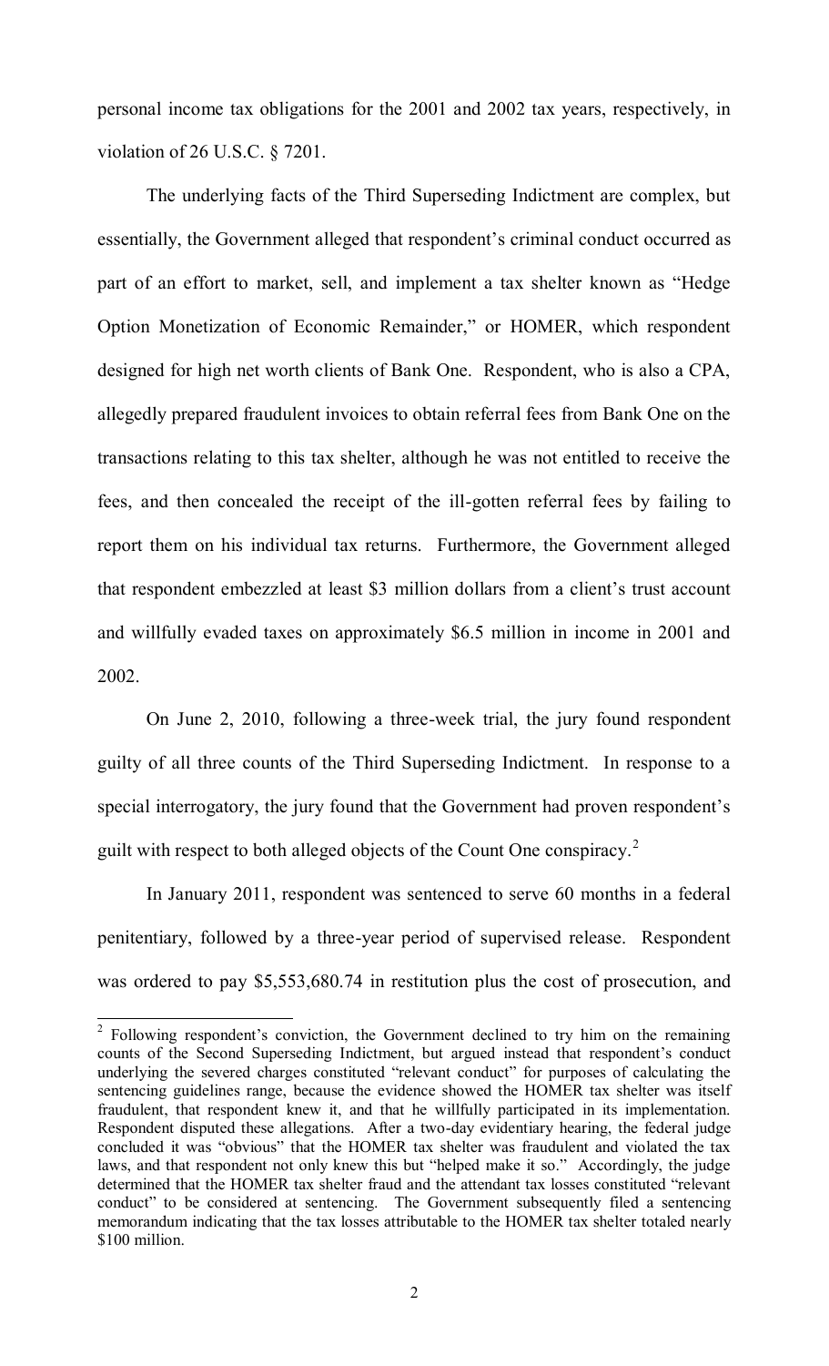personal income tax obligations for the 2001 and 2002 tax years, respectively, in violation of 26 U.S.C. § 7201.

The underlying facts of the Third Superseding Indictment are complex, but essentially, the Government alleged that respondent's criminal conduct occurred as part of an effort to market, sell, and implement a tax shelter known as "Hedge Option Monetization of Economic Remainder," or HOMER, which respondent designed for high net worth clients of Bank One. Respondent, who is also a CPA, allegedly prepared fraudulent invoices to obtain referral fees from Bank One on the transactions relating to this tax shelter, although he was not entitled to receive the fees, and then concealed the receipt of the ill-gotten referral fees by failing to report them on his individual tax returns. Furthermore, the Government alleged that respondent embezzled at least $3 million dollars from a client's trust account and willfully evaded taxes on approximately $6.5 million in income in 2001 and 2002.

On June 2, 2010, following a three-week trial, the jury found respondent guilty of all three counts of the Third Superseding Indictment. In response to a special interrogatory, the jury found that the Government had proven respondent's guilt with respect to both alleged objects of the Count One conspiracy.[2]

In January 2011, respondent was sentenced to serve 60 months in a federal penitentiary, followed by a three-year period of supervised release. Respondent was ordered to pay $5,553,680.74 in restitution plus the cost of prosecution, and

[2] Following respondent's conviction, the Government declined to try him on the remaining counts of the Second Superseding Indictment, but argued instead that respondent's conduct underlying the severed charges constituted "relevant conduct" for purposes of calculating the sentencing guidelines range, because the evidence showed the HOMER tax shelter was itself fraudulent, that respondent knew it, and that he willfully participated in its implementation. Respondent disputed these allegations. After a two-day evidentiary hearing, the federal judge concluded it was "obvious" that the HOMER tax shelter was fraudulent and violated the tax laws, and that respondent not only knew this but "helped make it so." Accordingly, the judge determined that the HOMER tax shelter fraud and the attendant tax losses constituted "relevant conduct" to be considered at sentencing. The Government subsequently filed a sentencing memorandum indicating that the tax losses attributable to the HOMER tax shelter totaled nearly $100 million.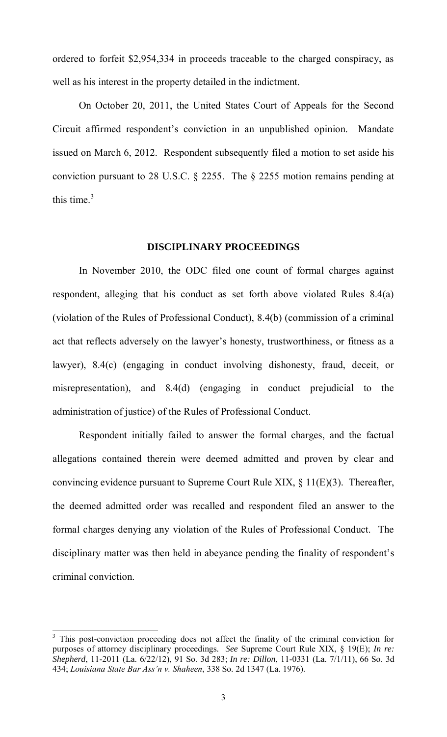ordered to forfeit $2,954,334 in proceeds traceable to the charged conspiracy, as well as his interest in the property detailed in the indictment.

On October 20, 2011, the United States Court of Appeals for the Second Circuit affirmed respondent's conviction in an unpublished opinion. Mandate issued on March 6, 2012. Respondent subsequently filed a motion to set aside his conviction pursuant to 28 U.S.C. § 2255. The § 2255 motion remains pending at this time.[3]

## DISCIPLINARY PROCEEDINGS

In November 2010, the ODC filed one count of formal charges against respondent, alleging that his conduct as set forth above violated Rules 8.4(a) (violation of the Rules of Professional Conduct), 8.4(b) (commission of a criminal act that reflects adversely on the lawyer's honesty, trustworthiness, or fitness as a lawyer), 8.4(c) (engaging in conduct involving dishonesty, fraud, deceit, or misrepresentation), and 8.4(d) (engaging in conduct prejudicial to the administration of justice) of the Rules of Professional Conduct.

Respondent initially failed to answer the formal charges, and the factual allegations contained therein were deemed admitted and proven by clear and convincing evidence pursuant to Supreme Court Rule XIX, § 11(E)(3). Thereafter, the deemed admitted order was recalled and respondent filed an answer to the formal charges denying any violation of the Rules of Professional Conduct. The disciplinary matter was then held in abeyance pending the finality of respondent's criminal conviction.

---

[3] This post-conviction proceeding does not affect the finality of the criminal conviction for purposes of attorney disciplinary proceedings. *See* Supreme Court Rule XIX, § 19(E); *In re: Shepherd*, 11-2011 (La. 6/22/12), 91 So. 3d 283; *In re: Dillon*, 11-0331 (La. 7/1/11), 66 So. 3d 434; *Louisiana State Bar Ass'n v. Shaheen*, 338 So. 2d 1347 (La. 1976).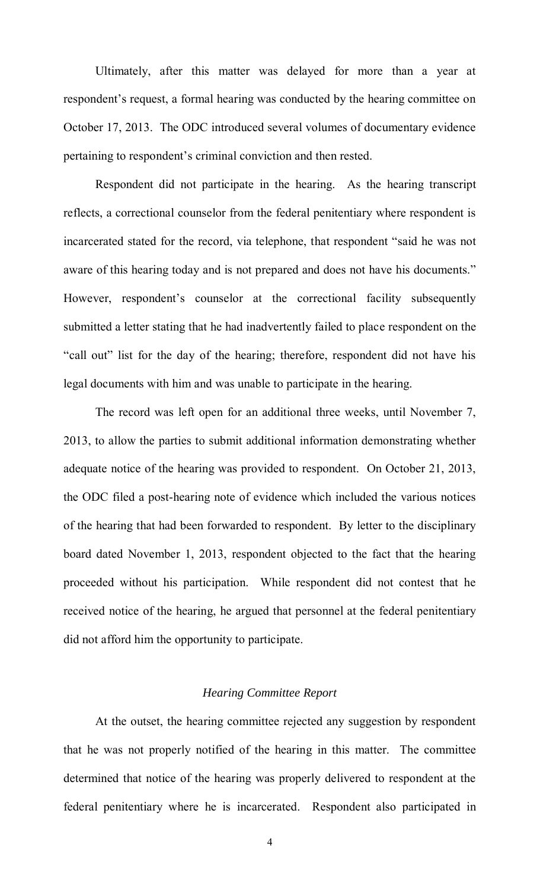Ultimately, after this matter was delayed for more than a year at respondent's request, a formal hearing was conducted by the hearing committee on October 17, 2013. The ODC introduced several volumes of documentary evidence pertaining to respondent's criminal conviction and then rested.

Respondent did not participate in the hearing. As the hearing transcript reflects, a correctional counselor from the federal penitentiary where respondent is incarcerated stated for the record, via telephone, that respondent "said he was not aware of this hearing today and is not prepared and does not have his documents." However, respondent's counselor at the correctional facility subsequently submitted a letter stating that he had inadvertently failed to place respondent on the "call out" list for the day of the hearing; therefore, respondent did not have his legal documents with him and was unable to participate in the hearing.

The record was left open for an additional three weeks, until November 7, 2013, to allow the parties to submit additional information demonstrating whether adequate notice of the hearing was provided to respondent. On October 21, 2013, the ODC filed a post-hearing note of evidence which included the various notices of the hearing that had been forwarded to respondent. By letter to the disciplinary board dated November 1, 2013, respondent objected to the fact that the hearing proceeded without his participation. While respondent did not contest that he received notice of the hearing, he argued that personnel at the federal penitentiary did not afford him the opportunity to participate.

### *Hearing Committee Report*

At the outset, the hearing committee rejected any suggestion by respondent that he was not properly notified of the hearing in this matter. The committee determined that notice of the hearing was properly delivered to respondent at the federal penitentiary where he is incarcerated. Respondent also participated in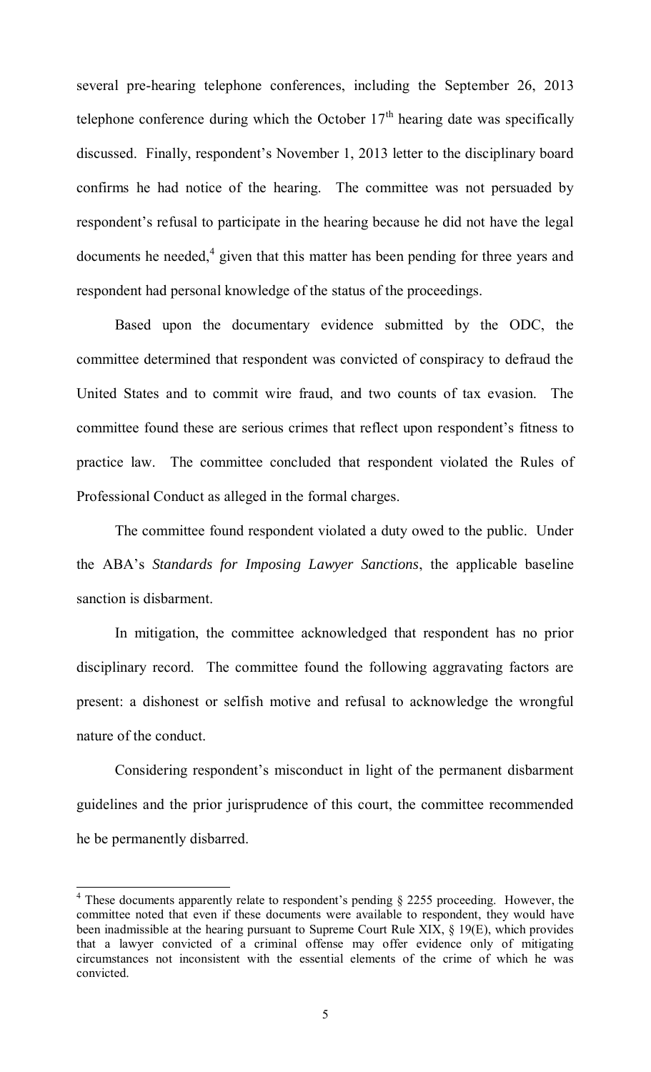several pre-hearing telephone conferences, including the September 26, 2013 telephone conference during which the October 17th hearing date was specifically discussed. Finally, respondent's November 1, 2013 letter to the disciplinary board confirms he had notice of the hearing. The committee was not persuaded by respondent's refusal to participate in the hearing because he did not have the legal documents he needed,[4] given that this matter has been pending for three years and respondent had personal knowledge of the status of the proceedings.

Based upon the documentary evidence submitted by the ODC, the committee determined that respondent was convicted of conspiracy to defraud the United States and to commit wire fraud, and two counts of tax evasion. The committee found these are serious crimes that reflect upon respondent's fitness to practice law. The committee concluded that respondent violated the Rules of Professional Conduct as alleged in the formal charges.

The committee found respondent violated a duty owed to the public. Under the ABA's *Standards for Imposing Lawyer Sanctions*, the applicable baseline sanction is disbarment.

In mitigation, the committee acknowledged that respondent has no prior disciplinary record. The committee found the following aggravating factors are present: a dishonest or selfish motive and refusal to acknowledge the wrongful nature of the conduct.

Considering respondent's misconduct in light of the permanent disbarment guidelines and the prior jurisprudence of this court, the committee recommended he be permanently disbarred.

---

[4] These documents apparently relate to respondent's pending § 2255 proceeding. However, the committee noted that even if these documents were available to respondent, they would have been inadmissible at the hearing pursuant to Supreme Court Rule XIX, § 19(E), which provides that a lawyer convicted of a criminal offense may offer evidence only of mitigating circumstances not inconsistent with the essential elements of the crime of which he was convicted.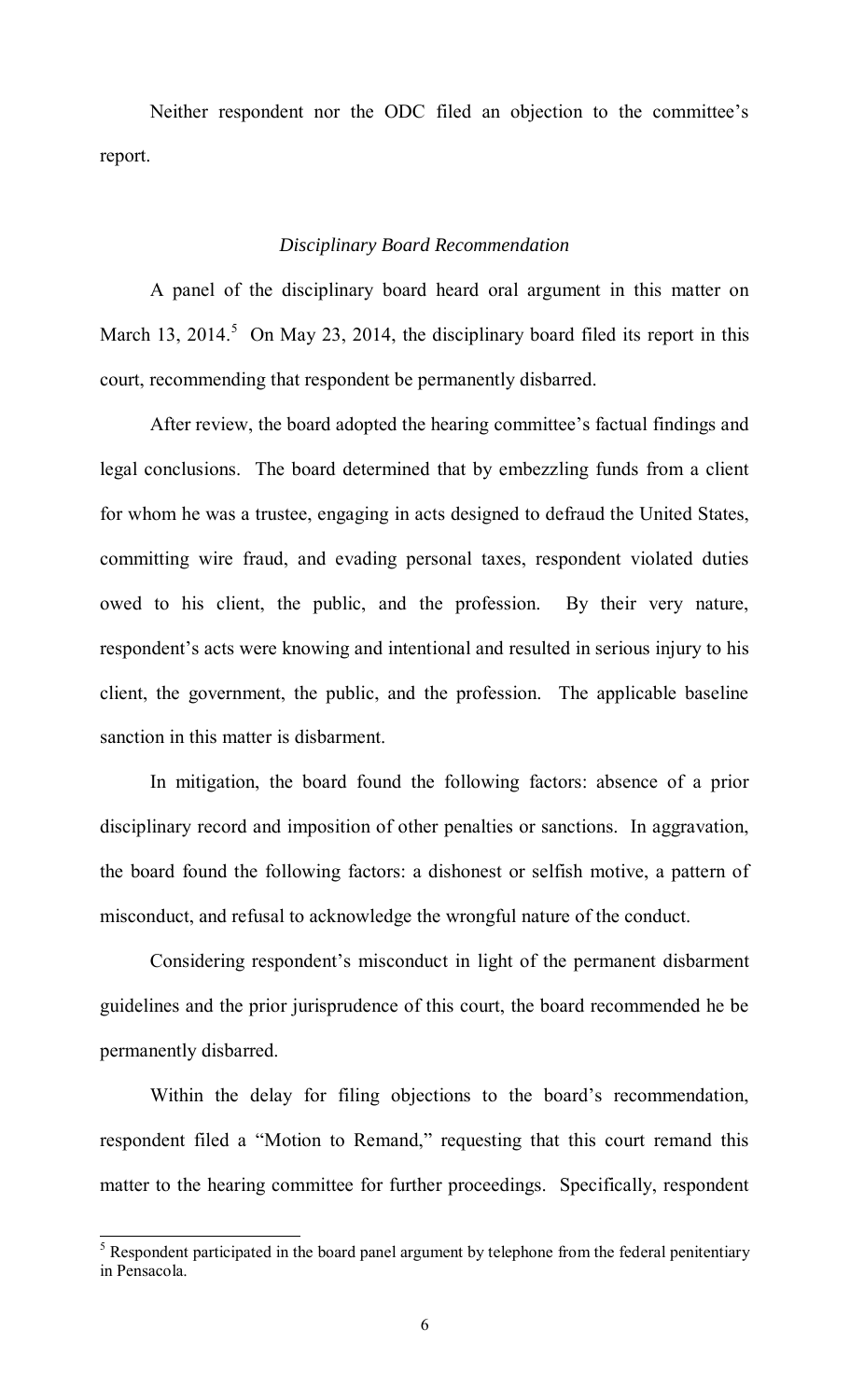Neither respondent nor the ODC filed an objection to the committee's report.

### *Disciplinary Board Recommendation*

A panel of the disciplinary board heard oral argument in this matter on March 13, 2014.[5] On May 23, 2014, the disciplinary board filed its report in this court, recommending that respondent be permanently disbarred.

After review, the board adopted the hearing committee's factual findings and legal conclusions. The board determined that by embezzling funds from a client for whom he was a trustee, engaging in acts designed to defraud the United States, committing wire fraud, and evading personal taxes, respondent violated duties owed to his client, the public, and the profession. By their very nature, respondent's acts were knowing and intentional and resulted in serious injury to his client, the government, the public, and the profession. The applicable baseline sanction in this matter is disbarment.

In mitigation, the board found the following factors: absence of a prior disciplinary record and imposition of other penalties or sanctions. In aggravation, the board found the following factors: a dishonest or selfish motive, a pattern of misconduct, and refusal to acknowledge the wrongful nature of the conduct.

Considering respondent's misconduct in light of the permanent disbarment guidelines and the prior jurisprudence of this court, the board recommended he be permanently disbarred.

Within the delay for filing objections to the board's recommendation, respondent filed a "Motion to Remand," requesting that this court remand this matter to the hearing committee for further proceedings. Specifically, respondent

---

[5] Respondent participated in the board panel argument by telephone from the federal penitentiary in Pensacola.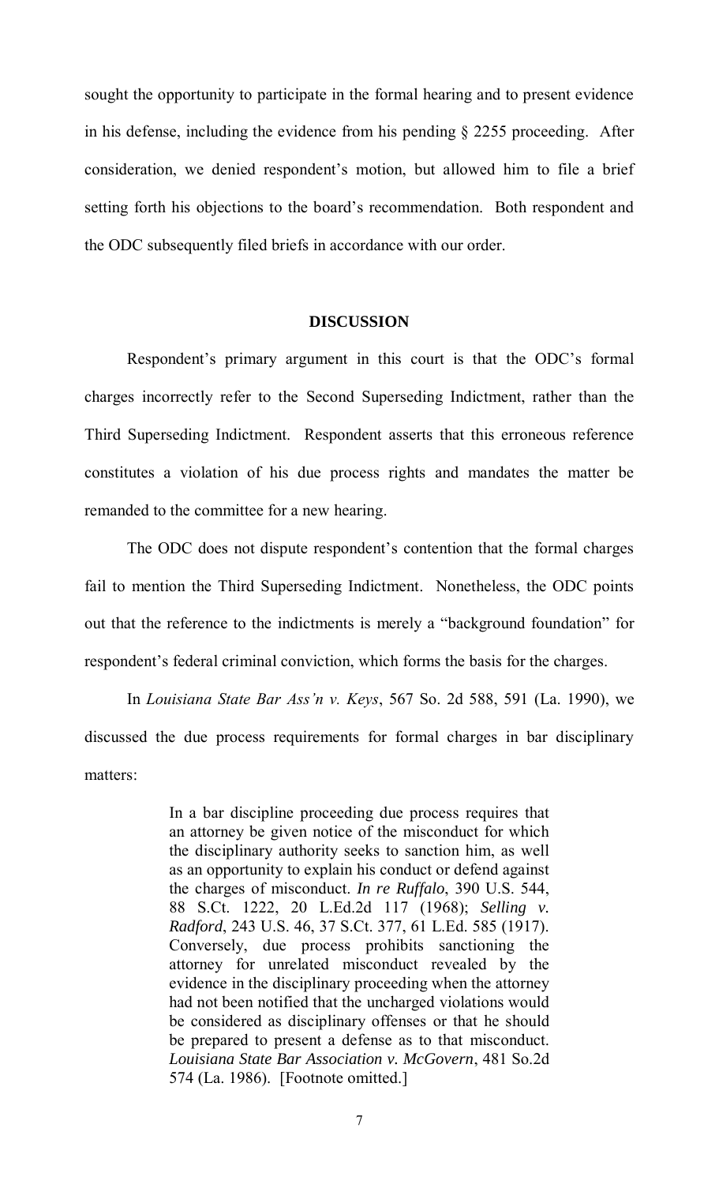sought the opportunity to participate in the formal hearing and to present evidence in his defense, including the evidence from his pending § 2255 proceeding. After consideration, we denied respondent's motion, but allowed him to file a brief setting forth his objections to the board's recommendation. Both respondent and the ODC subsequently filed briefs in accordance with our order.

## DISCUSSION

Respondent's primary argument in this court is that the ODC's formal charges incorrectly refer to the Second Superseding Indictment, rather than the Third Superseding Indictment. Respondent asserts that this erroneous reference constitutes a violation of his due process rights and mandates the matter be remanded to the committee for a new hearing.

The ODC does not dispute respondent's contention that the formal charges fail to mention the Third Superseding Indictment. Nonetheless, the ODC points out that the reference to the indictments is merely a "background foundation" for respondent's federal criminal conviction, which forms the basis for the charges.

In *Louisiana State Bar Ass'n v. Keys*, 567 So. 2d 588, 591 (La. 1990), we discussed the due process requirements for formal charges in bar disciplinary matters:

> In a bar discipline proceeding due process requires that an attorney be given notice of the misconduct for which the disciplinary authority seeks to sanction him, as well as an opportunity to explain his conduct or defend against the charges of misconduct. *In re Ruffalo*, 390 U.S. 544, 88 S.Ct. 1222, 20 L.Ed.2d 117 (1968); *Selling v. Radford*, 243 U.S. 46, 37 S.Ct. 377, 61 L.Ed. 585 (1917). Conversely, due process prohibits sanctioning the attorney for unrelated misconduct revealed by the evidence in the disciplinary proceeding when the attorney had not been notified that the uncharged violations would be considered as disciplinary offenses or that he should be prepared to present a defense as to that misconduct. *Louisiana State Bar Association v. McGovern*, 481 So.2d 574 (La. 1986). [Footnote omitted.]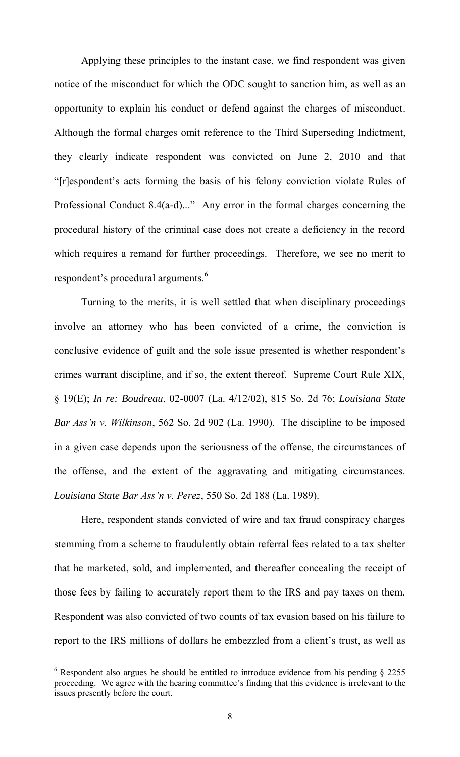Applying these principles to the instant case, we find respondent was given notice of the misconduct for which the ODC sought to sanction him, as well as an opportunity to explain his conduct or defend against the charges of misconduct. Although the formal charges omit reference to the Third Superseding Indictment, they clearly indicate respondent was convicted on June 2, 2010 and that "[r]espondent's acts forming the basis of his felony conviction violate Rules of Professional Conduct 8.4(a-d)..." Any error in the formal charges concerning the procedural history of the criminal case does not create a deficiency in the record which requires a remand for further proceedings. Therefore, we see no merit to respondent's procedural arguments.[6]

Turning to the merits, it is well settled that when disciplinary proceedings involve an attorney who has been convicted of a crime, the conviction is conclusive evidence of guilt and the sole issue presented is whether respondent's crimes warrant discipline, and if so, the extent thereof. Supreme Court Rule XIX, § 19(E); *In re: Boudreau*, 02-0007 (La. 4/12/02), 815 So. 2d 76; *Louisiana State Bar Ass'n v. Wilkinson*, 562 So. 2d 902 (La. 1990). The discipline to be imposed in a given case depends upon the seriousness of the offense, the circumstances of the offense, and the extent of the aggravating and mitigating circumstances. *Louisiana State Bar Ass'n v. Perez*, 550 So. 2d 188 (La. 1989).

Here, respondent stands convicted of wire and tax fraud conspiracy charges stemming from a scheme to fraudulently obtain referral fees related to a tax shelter that he marketed, sold, and implemented, and thereafter concealing the receipt of those fees by failing to accurately report them to the IRS and pay taxes on them. Respondent was also convicted of two counts of tax evasion based on his failure to report to the IRS millions of dollars he embezzled from a client's trust, as well as

[6] Respondent also argues he should be entitled to introduce evidence from his pending § 2255 proceeding. We agree with the hearing committee's finding that this evidence is irrelevant to the issues presently before the court.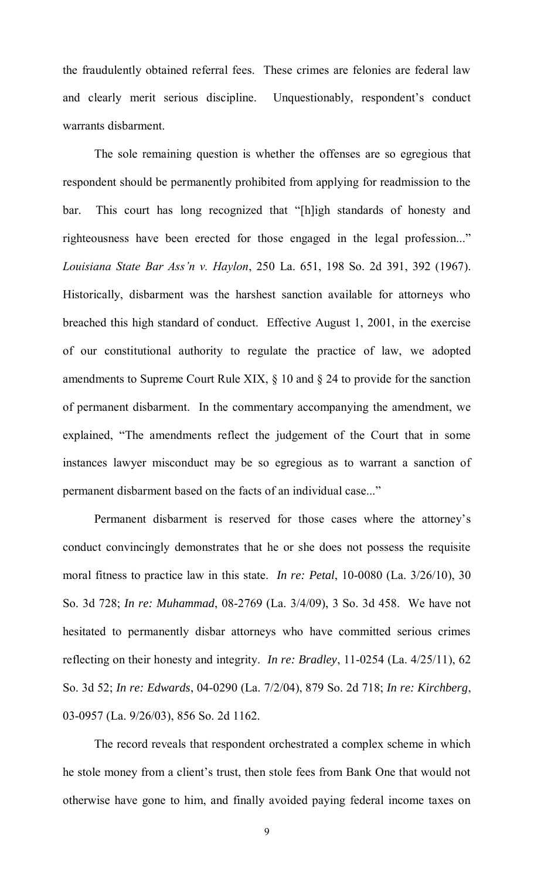the fraudulently obtained referral fees. These crimes are felonies are federal law and clearly merit serious discipline. Unquestionably, respondent's conduct warrants disbarment.

The sole remaining question is whether the offenses are so egregious that respondent should be permanently prohibited from applying for readmission to the bar. This court has long recognized that "[h]igh standards of honesty and righteousness have been erected for those engaged in the legal profession..." *Louisiana State Bar Ass'n v. Haylon*, 250 La. 651, 198 So. 2d 391, 392 (1967). Historically, disbarment was the harshest sanction available for attorneys who breached this high standard of conduct. Effective August 1, 2001, in the exercise of our constitutional authority to regulate the practice of law, we adopted amendments to Supreme Court Rule XIX, § 10 and § 24 to provide for the sanction of permanent disbarment. In the commentary accompanying the amendment, we explained, "The amendments reflect the judgement of the Court that in some instances lawyer misconduct may be so egregious as to warrant a sanction of permanent disbarment based on the facts of an individual case..."

Permanent disbarment is reserved for those cases where the attorney's conduct convincingly demonstrates that he or she does not possess the requisite moral fitness to practice law in this state. *In re: Petal*, 10-0080 (La. 3/26/10), 30 So. 3d 728; *In re: Muhammad*, 08-2769 (La. 3/4/09), 3 So. 3d 458. We have not hesitated to permanently disbar attorneys who have committed serious crimes reflecting on their honesty and integrity. *In re: Bradley*, 11-0254 (La. 4/25/11), 62 So. 3d 52; *In re: Edwards*, 04-0290 (La. 7/2/04), 879 So. 2d 718; *In re: Kirchberg*, 03-0957 (La. 9/26/03), 856 So. 2d 1162.

The record reveals that respondent orchestrated a complex scheme in which he stole money from a client's trust, then stole fees from Bank One that would not otherwise have gone to him, and finally avoided paying federal income taxes on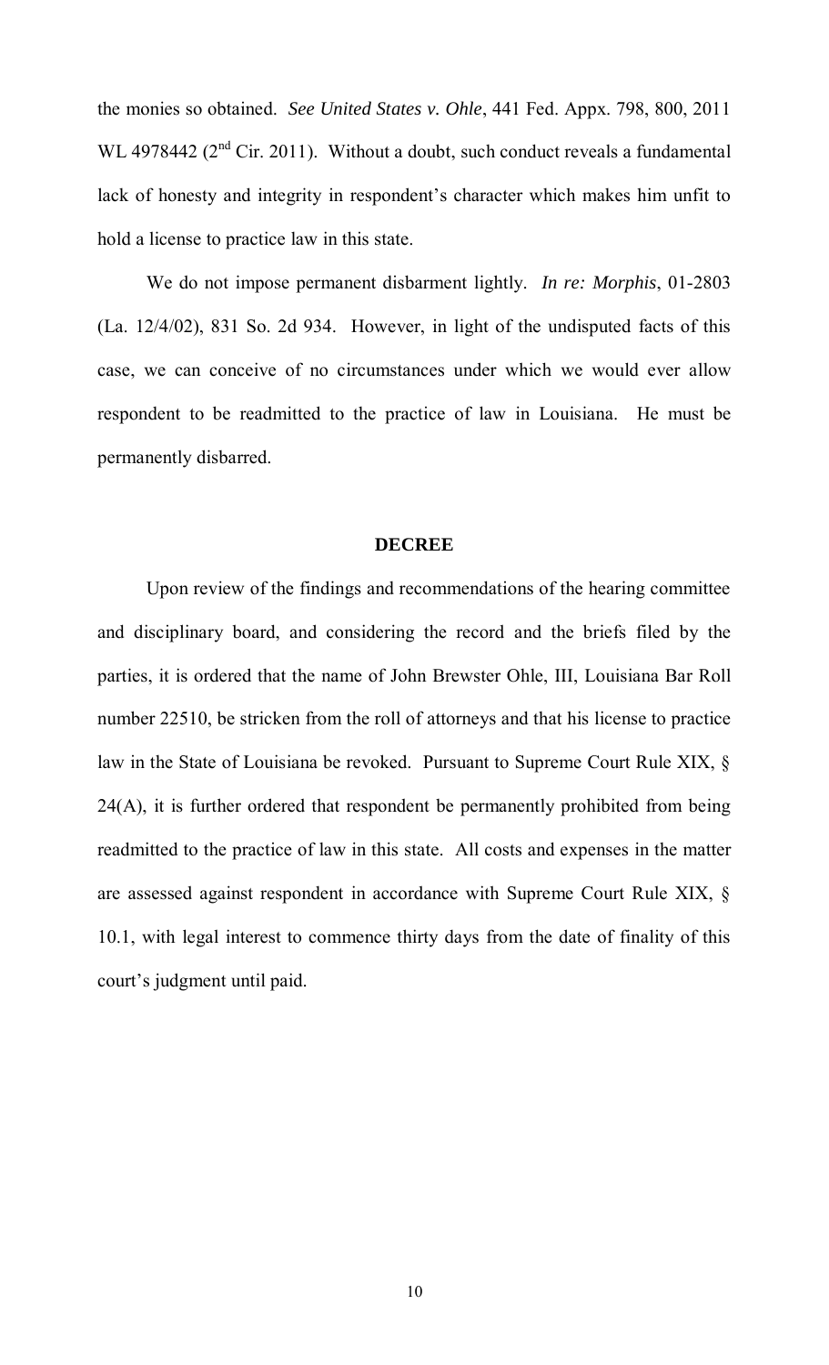the monies so obtained. *See United States v. Ohle*, 441 Fed. Appx. 798, 800, 2011 WL 4978442 (2nd Cir. 2011). Without a doubt, such conduct reveals a fundamental lack of honesty and integrity in respondent's character which makes him unfit to hold a license to practice law in this state.

We do not impose permanent disbarment lightly. *In re: Morphis*, 01-2803 (La. 12/4/02), 831 So. 2d 934. However, in light of the undisputed facts of this case, we can conceive of no circumstances under which we would ever allow respondent to be readmitted to the practice of law in Louisiana. He must be permanently disbarred.

## DECREE

Upon review of the findings and recommendations of the hearing committee and disciplinary board, and considering the record and the briefs filed by the parties, it is ordered that the name of John Brewster Ohle, III, Louisiana Bar Roll number 22510, be stricken from the roll of attorneys and that his license to practice law in the State of Louisiana be revoked. Pursuant to Supreme Court Rule XIX, § 24(A), it is further ordered that respondent be permanently prohibited from being readmitted to the practice of law in this state. All costs and expenses in the matter are assessed against respondent in accordance with Supreme Court Rule XIX, § 10.1, with legal interest to commence thirty days from the date of finality of this court's judgment until paid.